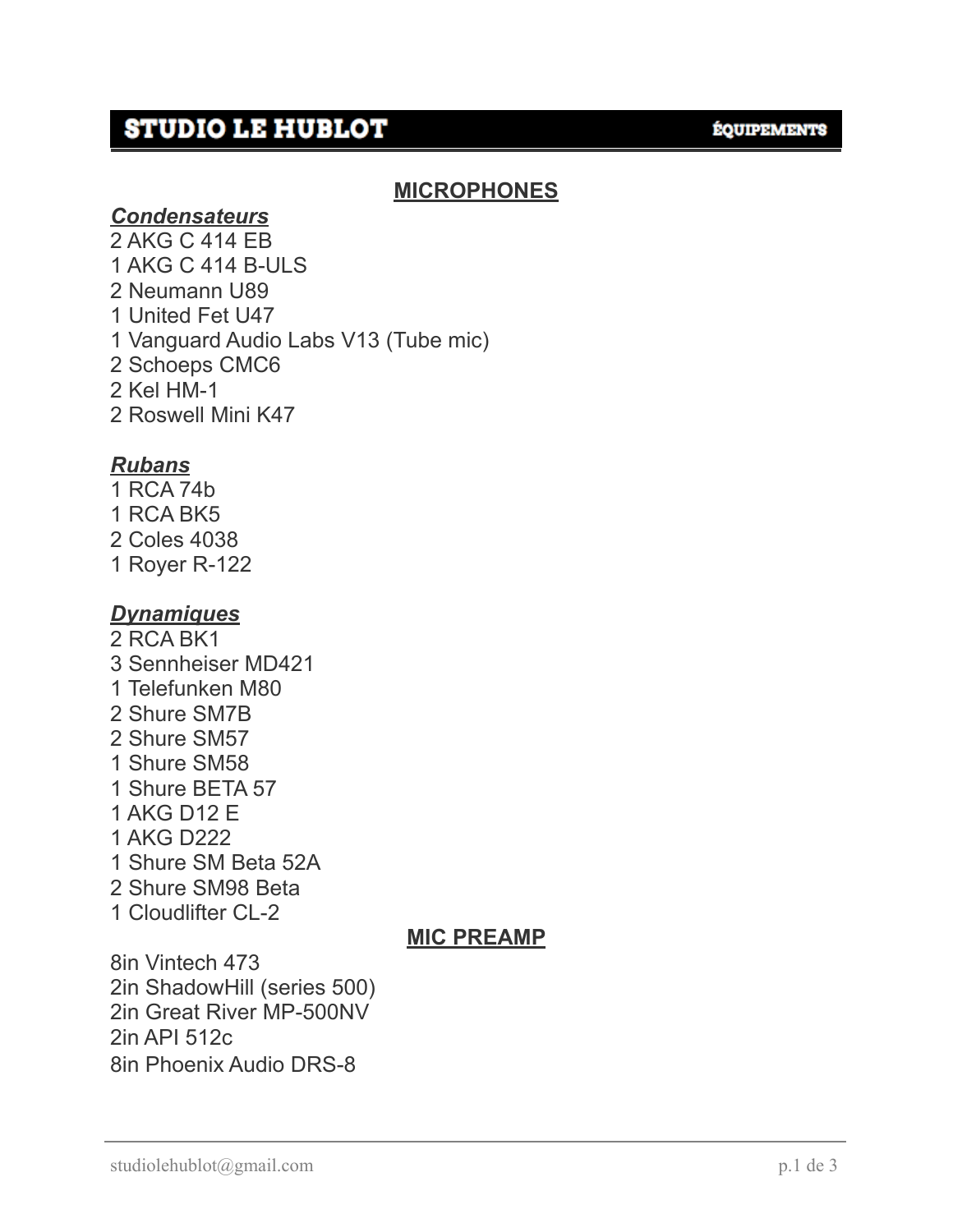## MICROPHONES

***Condensateurs***

2 AKG C 414 EB
1 AKG C 414 B-ULS
2 Neumann U89
1 United Fet U47
1 Vanguard Audio Labs V13 (Tube mic)
2 Schoeps CMC6
2 Kel HM-1
2 Roswell Mini K47

***Rubans***

1 RCA 74b
1 RCA BK5
2 Coles 4038
1 Royer R-122

***Dynamiques***

2 RCA BK1
3 Sennheiser MD421
1 Telefunken M80
2 Shure SM7B
2 Shure SM57
1 Shure SM58
1 Shure BETA 57
1 AKG D12 E
1 AKG D222
1 Shure SM Beta 52A
2 Shure SM98 Beta
1 Cloudlifter CL-2

## MIC PREAMP

8in Vintech 473
2in ShadowHill (series 500)
2in Great River MP-500NV
2in API 512c
8in Phoenix Audio DRS-8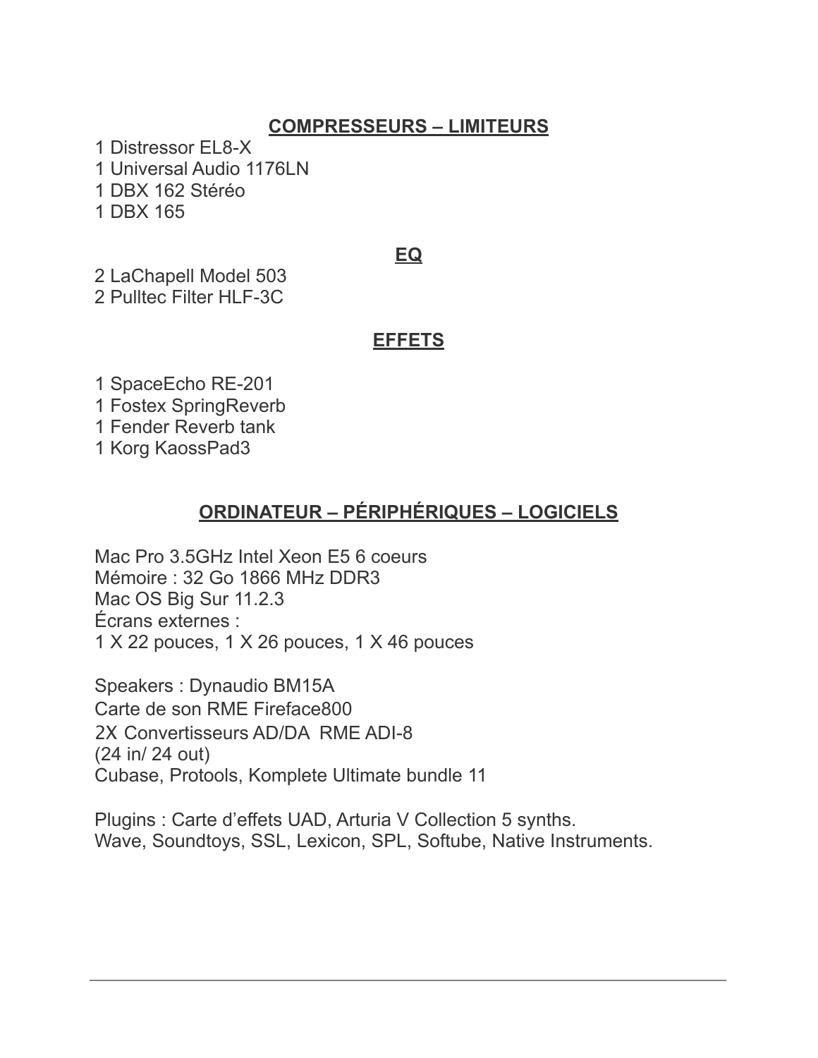## COMPRESSEURS – LIMITEURS

1 Distressor EL8-X
1 Universal Audio 1176LN
1 DBX 162 Stéréo
1 DBX 165

## EQ

2 LaChapell Model 503
2 Pulltec Filter HLF-3C

## EFFETS

1 SpaceEcho RE-201
1 Fostex SpringReverb
1 Fender Reverb tank
1 Korg KaossPad3

## ORDINATEUR – PÉRIPHÉRIQUES – LOGICIELS

Mac Pro 3.5GHz Intel Xeon E5 6 coeurs
Mémoire : 32 Go 1866 MHz DDR3
Mac OS Big Sur 11.2.3
Écrans externes :
1 X 22 pouces, 1 X 26 pouces, 1 X 46 pouces

Speakers : Dynaudio BM15A
Carte de son RME Fireface800
2X Convertisseurs AD/DA RME ADI-8
(24 in/ 24 out)
Cubase, Protools, Komplete Ultimate bundle 11

Plugins : Carte d'effets UAD, Arturia V Collection 5 synths.
Wave, Soundtoys, SSL, Lexicon, SPL, Softube, Native Instruments.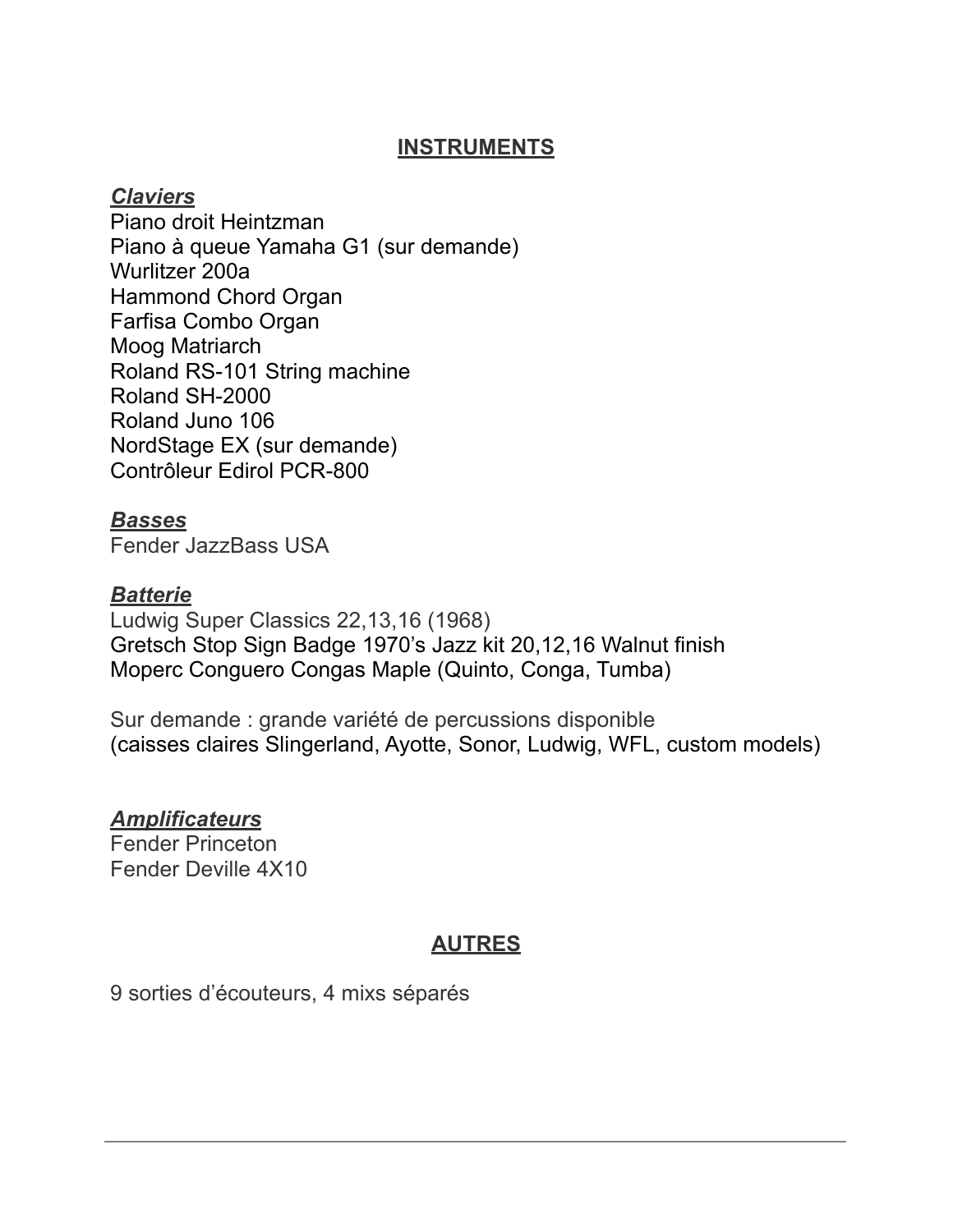## INSTRUMENTS

***Claviers***

Piano droit Heintzman
Piano à queue Yamaha G1 (sur demande)
Wurlitzer 200a
Hammond Chord Organ
Farfisa Combo Organ
Moog Matriarch
Roland RS-101 String machine
Roland SH-2000
Roland Juno 106
NordStage EX (sur demande)
Contrôleur Edirol PCR-800

***Basses***

Fender JazzBass USA

***Batterie***

Ludwig Super Classics 22,13,16 (1968)
Gretsch Stop Sign Badge 1970's Jazz kit 20,12,16 Walnut finish
Moperc Conguero Congas Maple (Quinto, Conga, Tumba)

Sur demande : grande variété de percussions disponible
(caisses claires Slingerland, Ayotte, Sonor, Ludwig, WFL, custom models)

***Amplificateurs***

Fender Princeton
Fender Deville 4X10

## AUTRES

9 sorties d'écouteurs, 4 mixs séparés